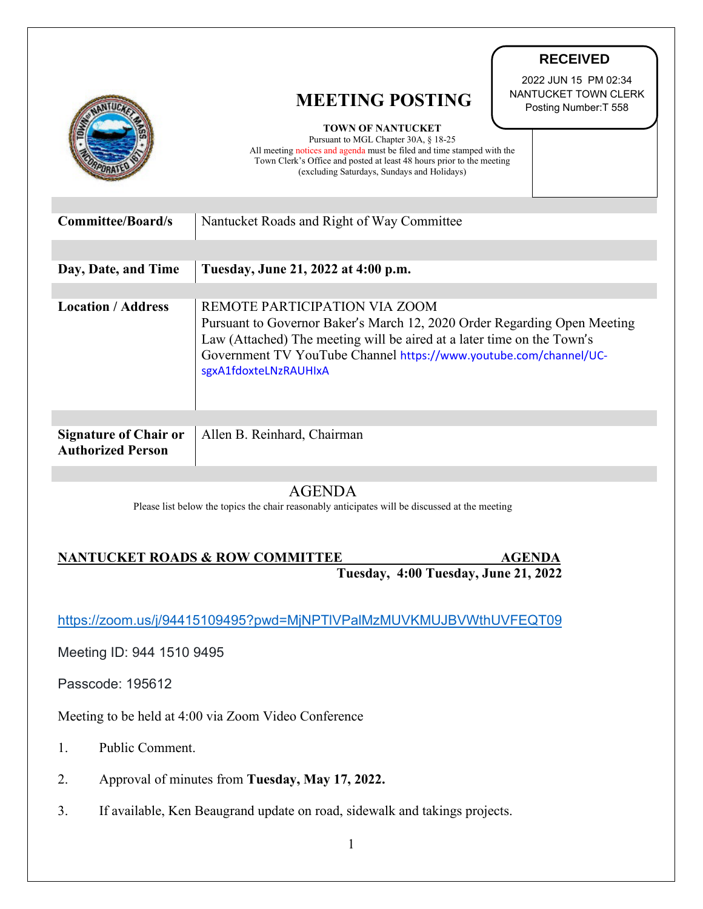**RECEIVED**

2022 JUN 15 PM 02:34
NANTUCKET TOWN CLERK
Posting Number:T 558

# MEETING POSTING

**TOWN OF NANTUCKET**
Pursuant to MGL Chapter 30A, § 18-25
All meeting notices and agenda must be filed and time stamped with the Town Clerk's Office and posted at least 48 hours prior to the meeting (excluding Saturdays, Sundays and Holidays)

| | |
|---|---|
| **Committee/Board/s** | Nantucket Roads and Right of Way Committee |
| **Day, Date, and Time** | **Tuesday, June 21, 2022 at 4:00 p.m.** |
| **Location / Address** | REMOTE PARTICIPATION VIA ZOOM<br>Pursuant to Governor Baker's March 12, 2020 Order Regarding Open Meeting Law (Attached) The meeting will be aired at a later time on the Town's Government TV YouTube Channel https://www.youtube.com/channel/UC-sgxA1fdoxteLNzRAUHIxA |
| **Signature of Chair or Authorized Person** | Allen B. Reinhard, Chairman |

## AGENDA

Please list below the topics the chair reasonably anticipates will be discussed at the meeting

**NANTUCKET ROADS & ROW COMMITTEE AGENDA**
**Tuesday, 4:00 Tuesday, June 21, 2022**

https://zoom.us/j/94415109495?pwd=MjNPTlVPalMzMUVKMUJBVWthUVFEQT09

Meeting ID: 944 1510 9495

Passcode: 195612

Meeting to be held at 4:00 via Zoom Video Conference

1. Public Comment.
2. Approval of minutes from **Tuesday, May 17, 2022.**
3. If available, Ken Beaugrand update on road, sidewalk and takings projects.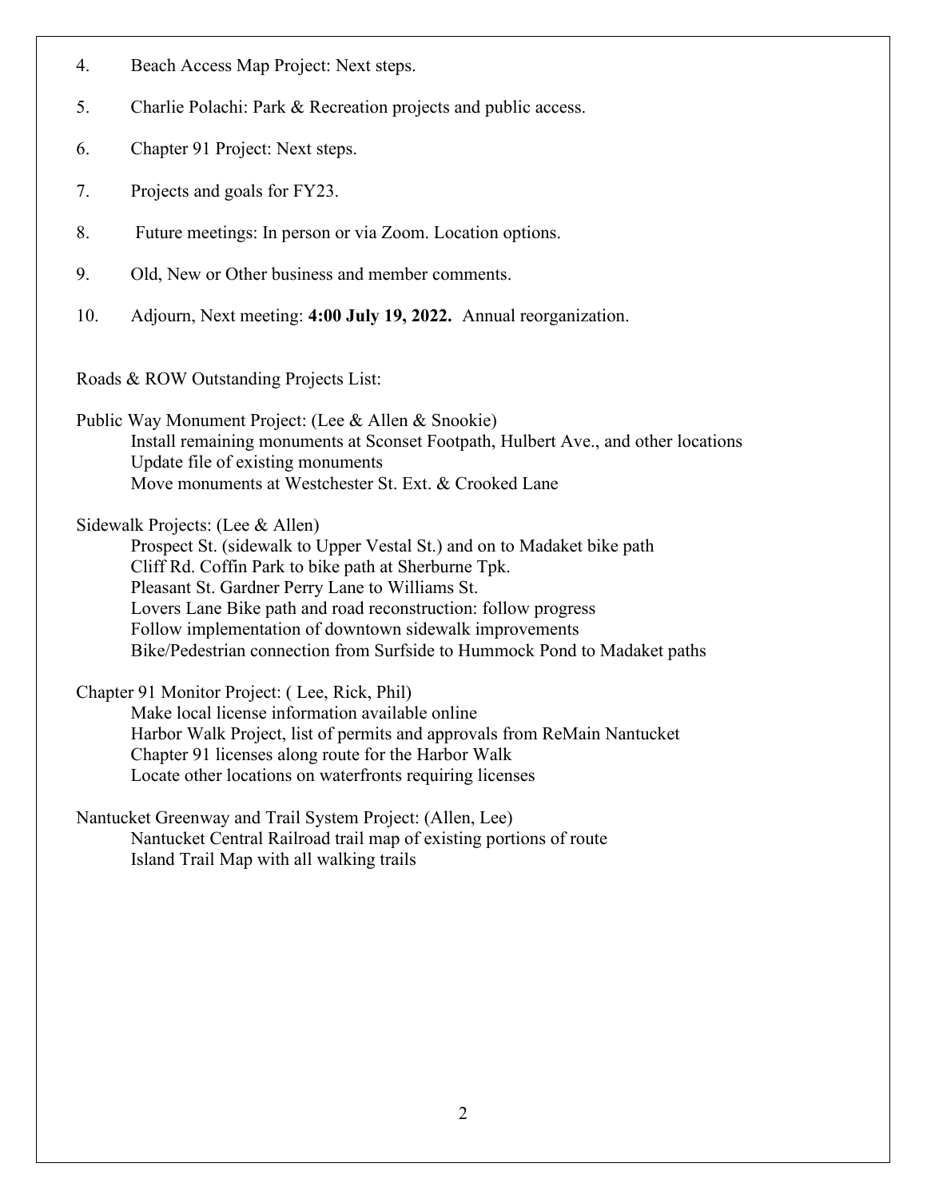4. Beach Access Map Project: Next steps.

5. Charlie Polachi: Park & Recreation projects and public access.

6. Chapter 91 Project: Next steps.

7. Projects and goals for FY23.

8. Future meetings: In person or via Zoom. Location options.

9. Old, New or Other business and member comments.

10. Adjourn, Next meeting: **4:00 July 19, 2022.** Annual reorganization.

Roads & ROW Outstanding Projects List:

Public Way Monument Project: (Lee & Allen & Snookie)
- Install remaining monuments at Sconset Footpath, Hulbert Ave., and other locations
- Update file of existing monuments
- Move monuments at Westchester St. Ext. & Crooked Lane

Sidewalk Projects: (Lee & Allen)
- Prospect St. (sidewalk to Upper Vestal St.) and on to Madaket bike path
- Cliff Rd. Coffin Park to bike path at Sherburne Tpk.
- Pleasant St. Gardner Perry Lane to Williams St.
- Lovers Lane Bike path and road reconstruction: follow progress
- Follow implementation of downtown sidewalk improvements
- Bike/Pedestrian connection from Surfside to Hummock Pond to Madaket paths

Chapter 91 Monitor Project: ( Lee, Rick, Phil)
- Make local license information available online
- Harbor Walk Project, list of permits and approvals from ReMain Nantucket
- Chapter 91 licenses along route for the Harbor Walk
- Locate other locations on waterfronts requiring licenses

Nantucket Greenway and Trail System Project: (Allen, Lee)
- Nantucket Central Railroad trail map of existing portions of route
- Island Trail Map with all walking trails